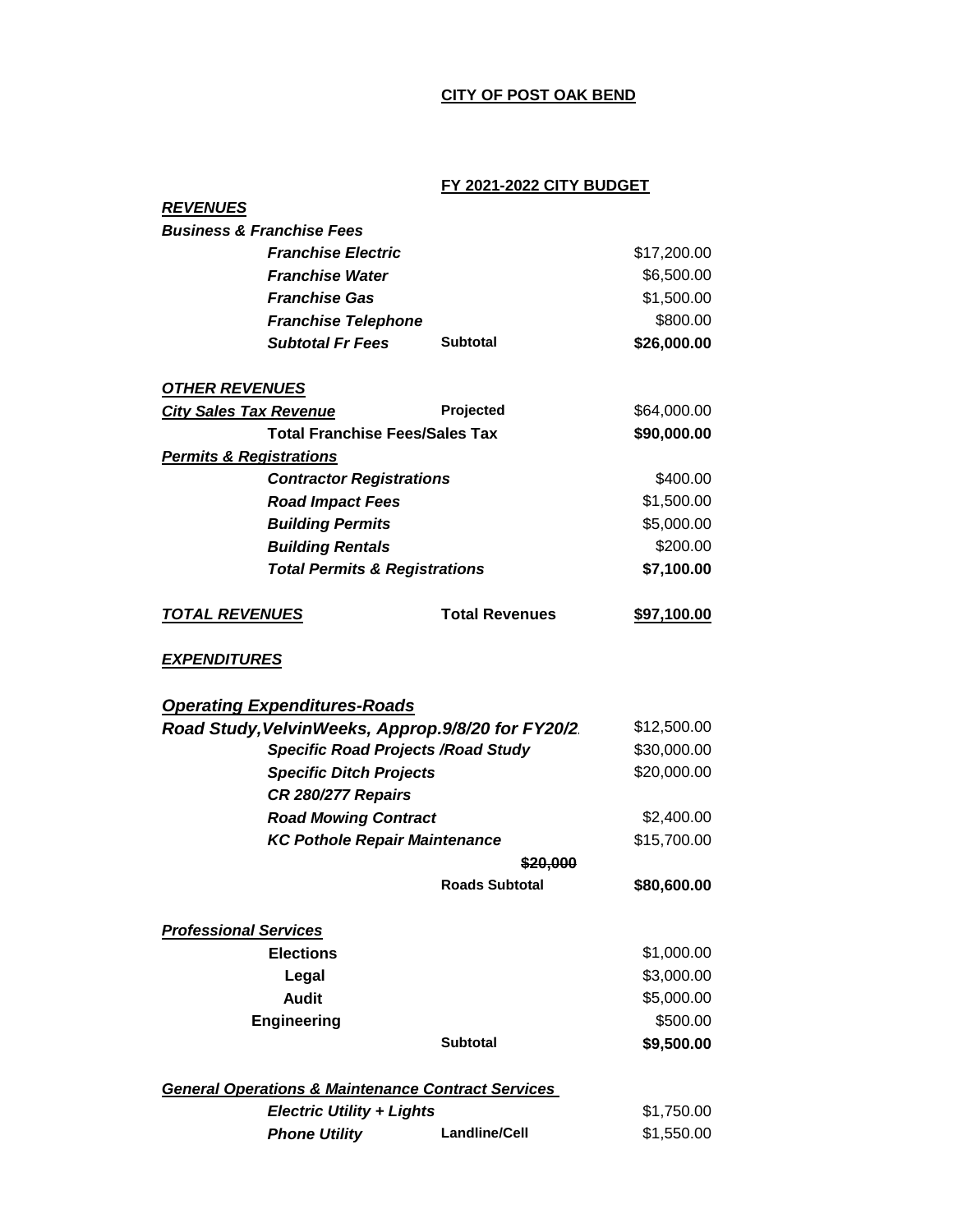**CITY OF POST OAK BEND**

**FY 2021-2022 CITY BUDGET**

| | | |
|---|---|---|
| ***REVENUES*** | | |
| ***Business & Franchise Fees*** | | |
| ***Franchise Electric*** | | $17,200.00 |
| ***Franchise Water*** | | $6,500.00 |
| ***Franchise Gas*** | | $1,500.00 |
| ***Franchise Telephone*** | | $800.00 |
| ***Subtotal Fr Fees*** | **Subtotal** | **$26,000.00** |
| | | |
| ***OTHER REVENUES*** | | |
| ***City Sales Tax Revenue*** | **Projected** | $64,000.00 |
| **Total Franchise Fees/Sales Tax** | | **$90,000.00** |
| ***Permits & Registrations*** | | |
| ***Contractor Registrations*** | | $400.00 |
| ***Road Impact Fees*** | | $1,500.00 |
| ***Building Permits*** | | $5,000.00 |
| ***Building Rentals*** | | $200.00 |
| ***Total Permits & Registrations*** | | **$7,100.00** |
| | | |
| ***TOTAL REVENUES*** | **Total Revenues** | **$97,100.00** |
| | | |
| ***EXPENDITURES*** | | |
| | | |
| ***Operating Expenditures-Roads*** | | |
| ***Road Study,VelvinWeeks, Approp.9/8/20 for FY20/2*** | | $12,500.00 |
| ***Specific Road Projects /Road Study*** | | $30,000.00 |
| ***Specific Ditch Projects*** | | $20,000.00 |
| ***CR 280/277 Repairs*** | | |
| ***Road Mowing Contract*** | | $2,400.00 |
| ***KC Pothole Repair Maintenance*** | | $15,700.00 |
| | ~~**$20,000**~~ | |
| | **Roads Subtotal** | **$80,600.00** |
| | | |
| ***Professional Services*** | | |
| **Elections** | | $1,000.00 |
| **Legal** | | $3,000.00 |
| **Audit** | | $5,000.00 |
| **Engineering** | | $500.00 |
| | **Subtotal** | **$9,500.00** |
| | | |
| ***General Operations & Maintenance Contract Services*** | | |
| ***Electric Utility + Lights*** | | $1,750.00 |
| ***Phone Utility*** | **Landline/Cell** | $1,550.00 |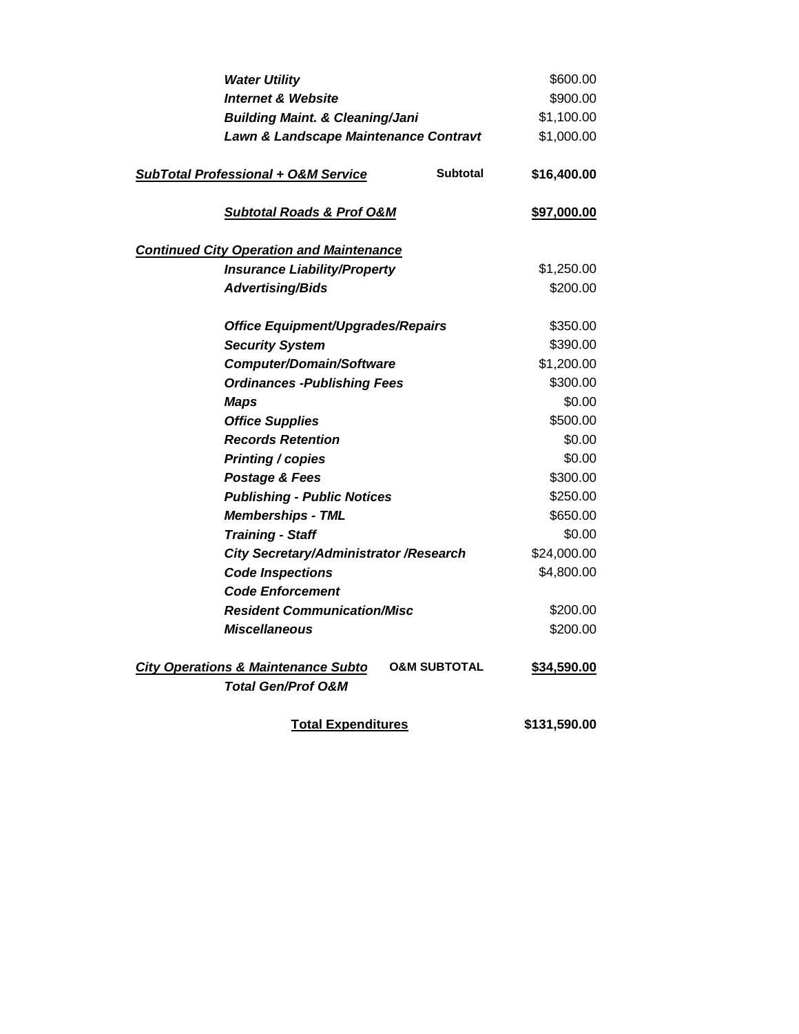| Item | | Amount |
|---|---|---|
| ***Water Utility*** | | $600.00 |
| ***Internet & Website*** | | $900.00 |
| ***Building Maint. & Cleaning/Jani*** | | $1,100.00 |
| ***Lawn & Landscape Maintenance Contravt*** | | $1,000.00 |
| | | |
| ***SubTotal Professional + O&M Service*** | **Subtotal** | **$16,400.00** |
| | | |
| ***Subtotal Roads & Prof O&M*** | | **$97,000.00** |
| | | |
| ***Continued City Operation and Maintenance*** | | |
| ***Insurance Liability/Property*** | | $1,250.00 |
| ***Advertising/Bids*** | | $200.00 |
| | | |
| ***Office Equipment/Upgrades/Repairs*** | | $350.00 |
| ***Security System*** | | $390.00 |
| ***Computer/Domain/Software*** | | $1,200.00 |
| ***Ordinances -Publishing Fees*** | | $300.00 |
| ***Maps*** | | $0.00 |
| ***Office Supplies*** | | $500.00 |
| ***Records Retention*** | | $0.00 |
| ***Printing / copies*** | | $0.00 |
| ***Postage & Fees*** | | $300.00 |
| ***Publishing - Public Notices*** | | $250.00 |
| ***Memberships - TML*** | | $650.00 |
| ***Training - Staff*** | | $0.00 |
| ***City Secretary/Administrator /Research*** | | $24,000.00 |
| ***Code Inspections*** | | $4,800.00 |
| ***Code Enforcement*** | | |
| ***Resident Communication/Misc*** | | $200.00 |
| ***Miscellaneous*** | | $200.00 |
| | | |
| ***City Operations & Maintenance Subto*** | **O&M SUBTOTAL** | **$34,590.00** |
| ***Total Gen/Prof O&M*** | | |
| | | |
| **Total Expenditures** | | **$131,590.00** |